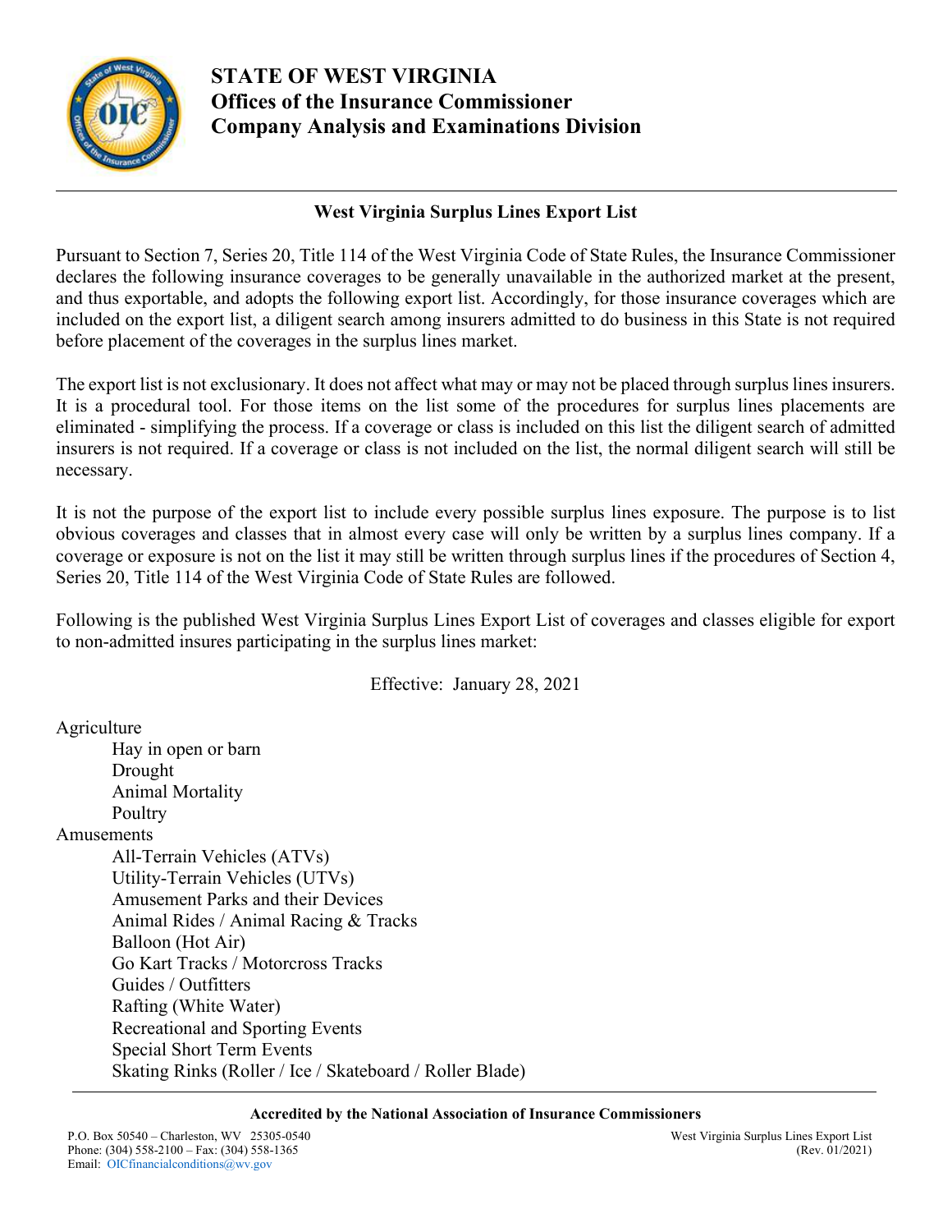# STATE OF WEST VIRGINIA
## Offices of the Insurance Commissioner
## Company Analysis and Examinations Division

---

### West Virginia Surplus Lines Export List

Pursuant to Section 7, Series 20, Title 114 of the West Virginia Code of State Rules, the Insurance Commissioner declares the following insurance coverages to be generally unavailable in the authorized market at the present, and thus exportable, and adopts the following export list. Accordingly, for those insurance coverages which are included on the export list, a diligent search among insurers admitted to do business in this State is not required before placement of the coverages in the surplus lines market.

The export list is not exclusionary. It does not affect what may or may not be placed through surplus lines insurers. It is a procedural tool. For those items on the list some of the procedures for surplus lines placements are eliminated - simplifying the process. If a coverage or class is included on this list the diligent search of admitted insurers is not required. If a coverage or class is not included on the list, the normal diligent search will still be necessary.

It is not the purpose of the export list to include every possible surplus lines exposure. The purpose is to list obvious coverages and classes that in almost every case will only be written by a surplus lines company. If a coverage or exposure is not on the list it may still be written through surplus lines if the procedures of Section 4, Series 20, Title 114 of the West Virginia Code of State Rules are followed.

Following is the published West Virginia Surplus Lines Export List of coverages and classes eligible for export to non-admitted insures participating in the surplus lines market:

Effective: January 28, 2021

Agriculture
- Hay in open or barn
- Drought
- Animal Mortality
- Poultry

Amusements
- All-Terrain Vehicles (ATVs)
- Utility-Terrain Vehicles (UTVs)
- Amusement Parks and their Devices
- Animal Rides / Animal Racing & Tracks
- Balloon (Hot Air)
- Go Kart Tracks / Motorcross Tracks
- Guides / Outfitters
- Rafting (White Water)
- Recreational and Sporting Events
- Special Short Term Events
- Skating Rinks (Roller / Ice / Skateboard / Roller Blade)

---

**Accredited by the National Association of Insurance Commissioners**

P.O. Box 50540 – Charleston, WV 25305-0540
Phone: (304) 558-2100 – Fax: (304) 558-1365
Email: OICfinancialconditions@wv.gov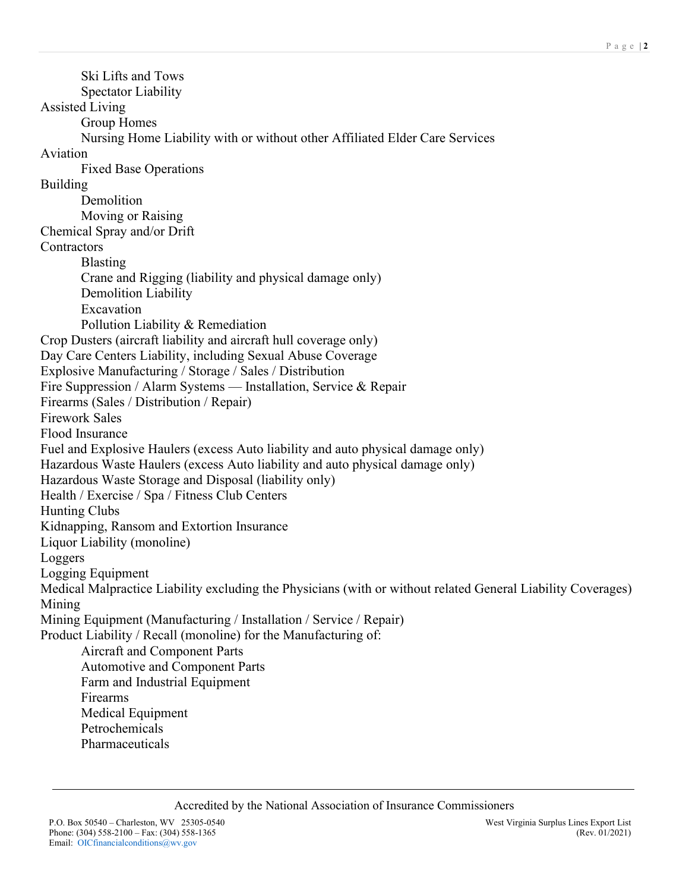- Ski Lifts and Tows
- Spectator Liability

Assisted Living
- Group Homes
- Nursing Home Liability with or without other Affiliated Elder Care Services

Aviation
- Fixed Base Operations

Building
- Demolition
- Moving or Raising

Chemical Spray and/or Drift

Contractors
- Blasting
- Crane and Rigging (liability and physical damage only)
- Demolition Liability
- Excavation
- Pollution Liability & Remediation

Crop Dusters (aircraft liability and aircraft hull coverage only)

Day Care Centers Liability, including Sexual Abuse Coverage

Explosive Manufacturing / Storage / Sales / Distribution

Fire Suppression / Alarm Systems — Installation, Service & Repair

Firearms (Sales / Distribution / Repair)

Firework Sales

Flood Insurance

Fuel and Explosive Haulers (excess Auto liability and auto physical damage only)

Hazardous Waste Haulers (excess Auto liability and auto physical damage only)

Hazardous Waste Storage and Disposal (liability only)

Health / Exercise / Spa / Fitness Club Centers

Hunting Clubs

Kidnapping, Ransom and Extortion Insurance

Liquor Liability (monoline)

Loggers

Logging Equipment

Medical Malpractice Liability excluding the Physicians (with or without related General Liability Coverages)

Mining

Mining Equipment (Manufacturing / Installation / Service / Repair)

Product Liability / Recall (monoline) for the Manufacturing of:
- Aircraft and Component Parts
- Automotive and Component Parts
- Farm and Industrial Equipment
- Firearms
- Medical Equipment
- Petrochemicals
- Pharmaceuticals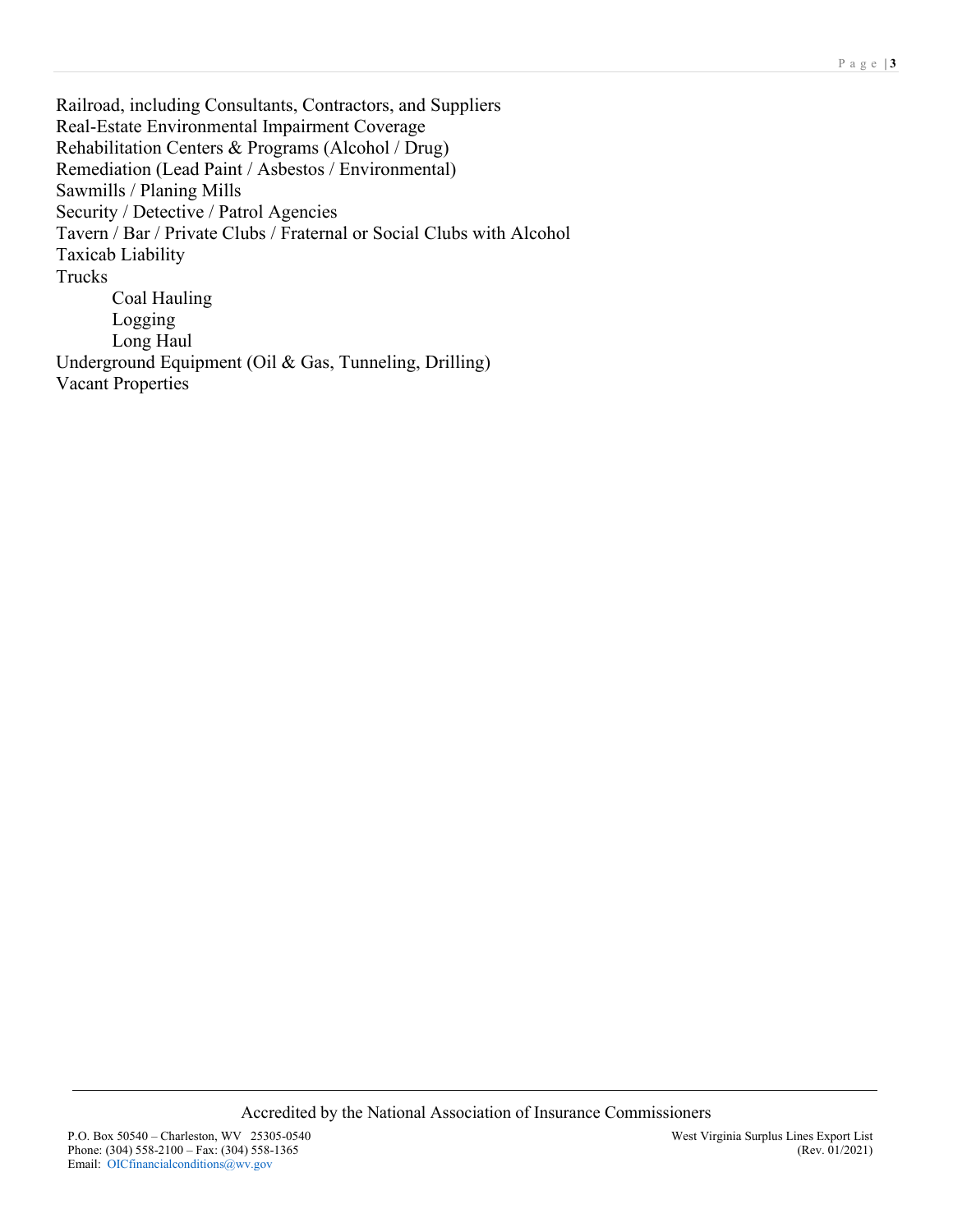Railroad, including Consultants, Contractors, and Suppliers
Real-Estate Environmental Impairment Coverage
Rehabilitation Centers & Programs (Alcohol / Drug)
Remediation (Lead Paint / Asbestos / Environmental)
Sawmills / Planing Mills
Security / Detective / Patrol Agencies
Tavern / Bar / Private Clubs / Fraternal or Social Clubs with Alcohol
Taxicab Liability
Trucks
- Coal Hauling
- Logging
- Long Haul

Underground Equipment (Oil & Gas, Tunneling, Drilling)
Vacant Properties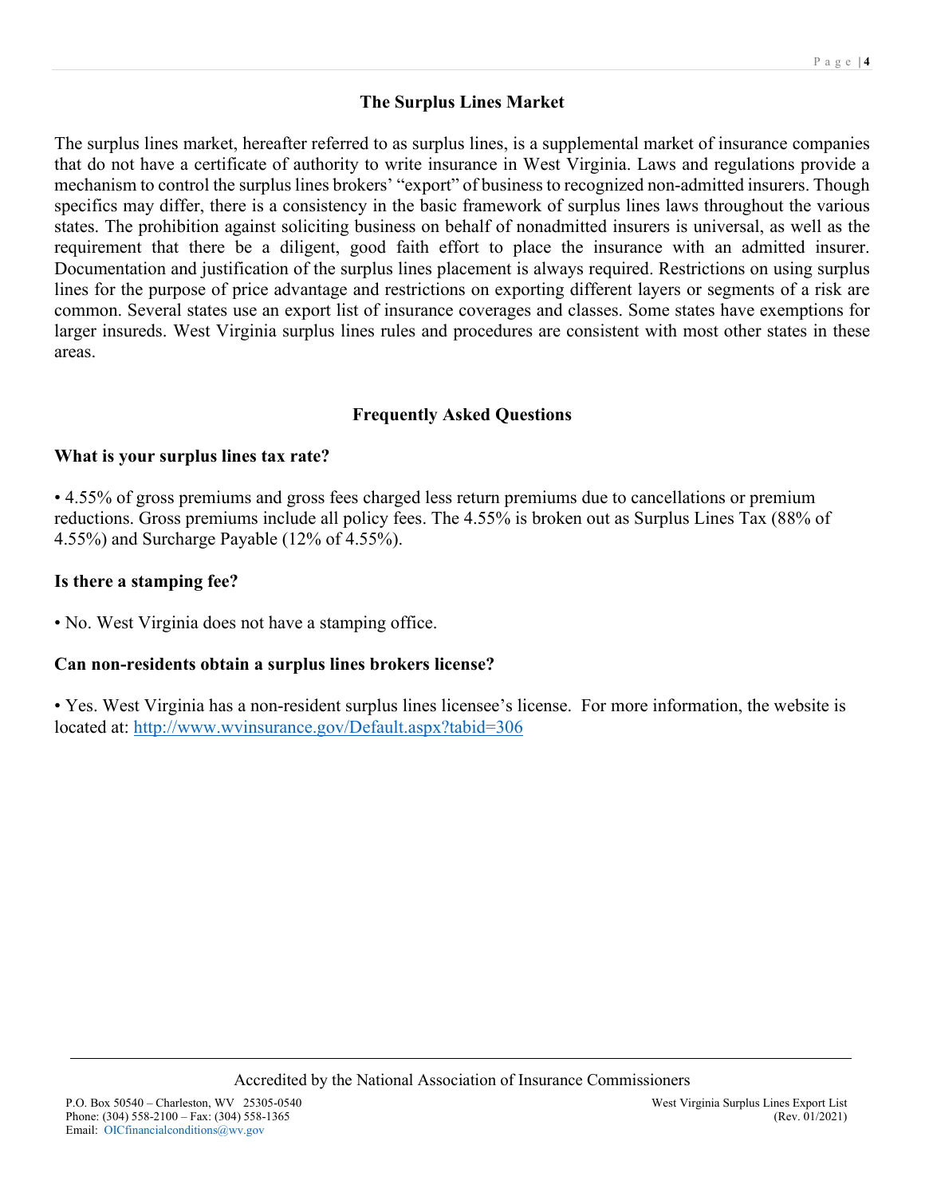## The Surplus Lines Market

The surplus lines market, hereafter referred to as surplus lines, is a supplemental market of insurance companies that do not have a certificate of authority to write insurance in West Virginia. Laws and regulations provide a mechanism to control the surplus lines brokers' "export" of business to recognized non-admitted insurers. Though specifics may differ, there is a consistency in the basic framework of surplus lines laws throughout the various states. The prohibition against soliciting business on behalf of nonadmitted insurers is universal, as well as the requirement that there be a diligent, good faith effort to place the insurance with an admitted insurer. Documentation and justification of the surplus lines placement is always required. Restrictions on using surplus lines for the purpose of price advantage and restrictions on exporting different layers or segments of a risk are common. Several states use an export list of insurance coverages and classes. Some states have exemptions for larger insureds. West Virginia surplus lines rules and procedures are consistent with most other states in these areas.

## Frequently Asked Questions

### What is your surplus lines tax rate?

• 4.55% of gross premiums and gross fees charged less return premiums due to cancellations or premium reductions. Gross premiums include all policy fees. The 4.55% is broken out as Surplus Lines Tax (88% of 4.55%) and Surcharge Payable (12% of 4.55%).

### Is there a stamping fee?

• No. West Virginia does not have a stamping office.

### Can non-residents obtain a surplus lines brokers license?

• Yes. West Virginia has a non-resident surplus lines licensee's license. For more information, the website is located at: http://www.wvinsurance.gov/Default.aspx?tabid=306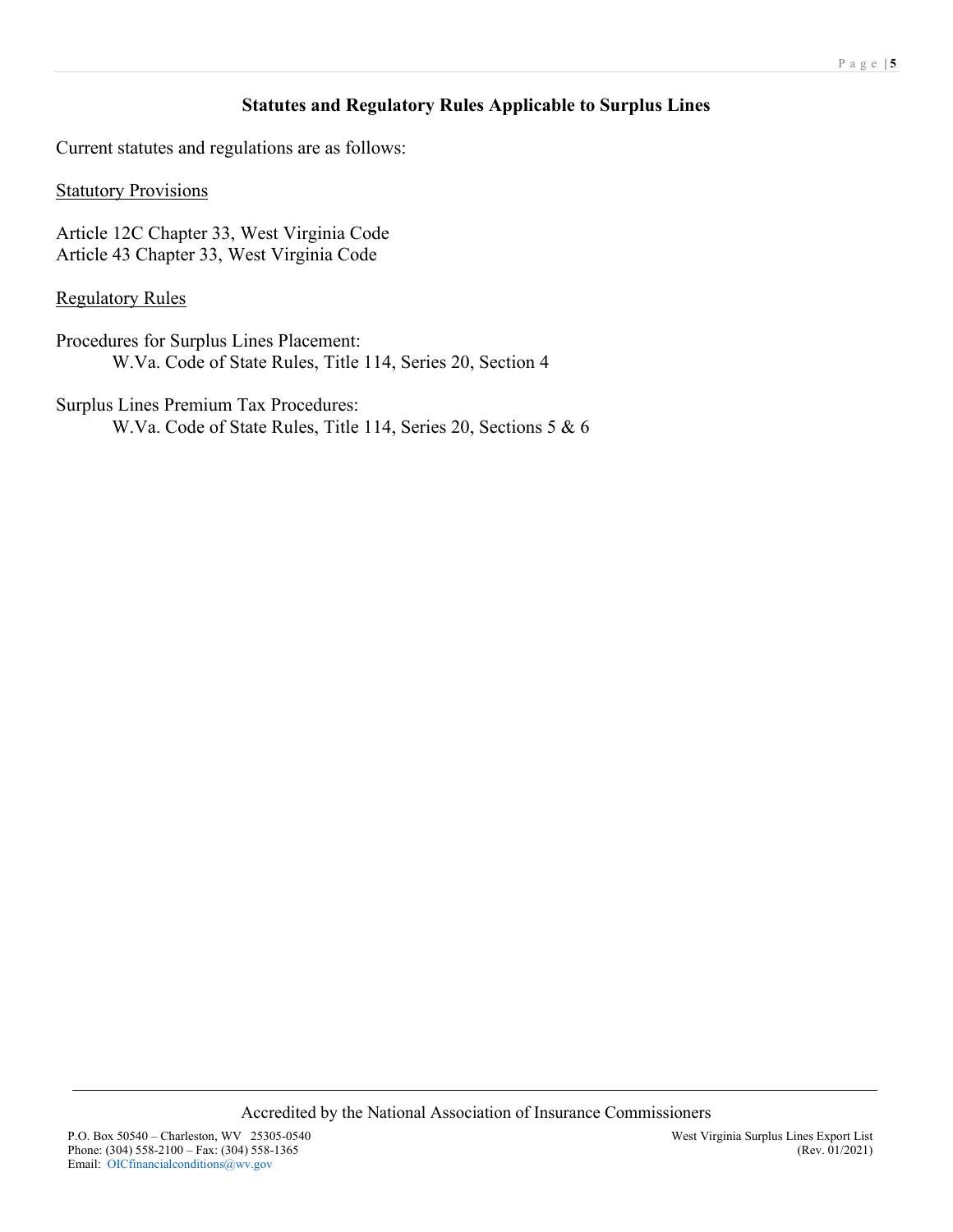## Statutes and Regulatory Rules Applicable to Surplus Lines

Current statutes and regulations are as follows:

<u>Statutory Provisions</u>

Article 12C Chapter 33, West Virginia Code
Article 43 Chapter 33, West Virginia Code

<u>Regulatory Rules</u>

Procedures for Surplus Lines Placement:
W.Va. Code of State Rules, Title 114, Series 20, Section 4

Surplus Lines Premium Tax Procedures:
W.Va. Code of State Rules, Title 114, Series 20, Sections 5 & 6